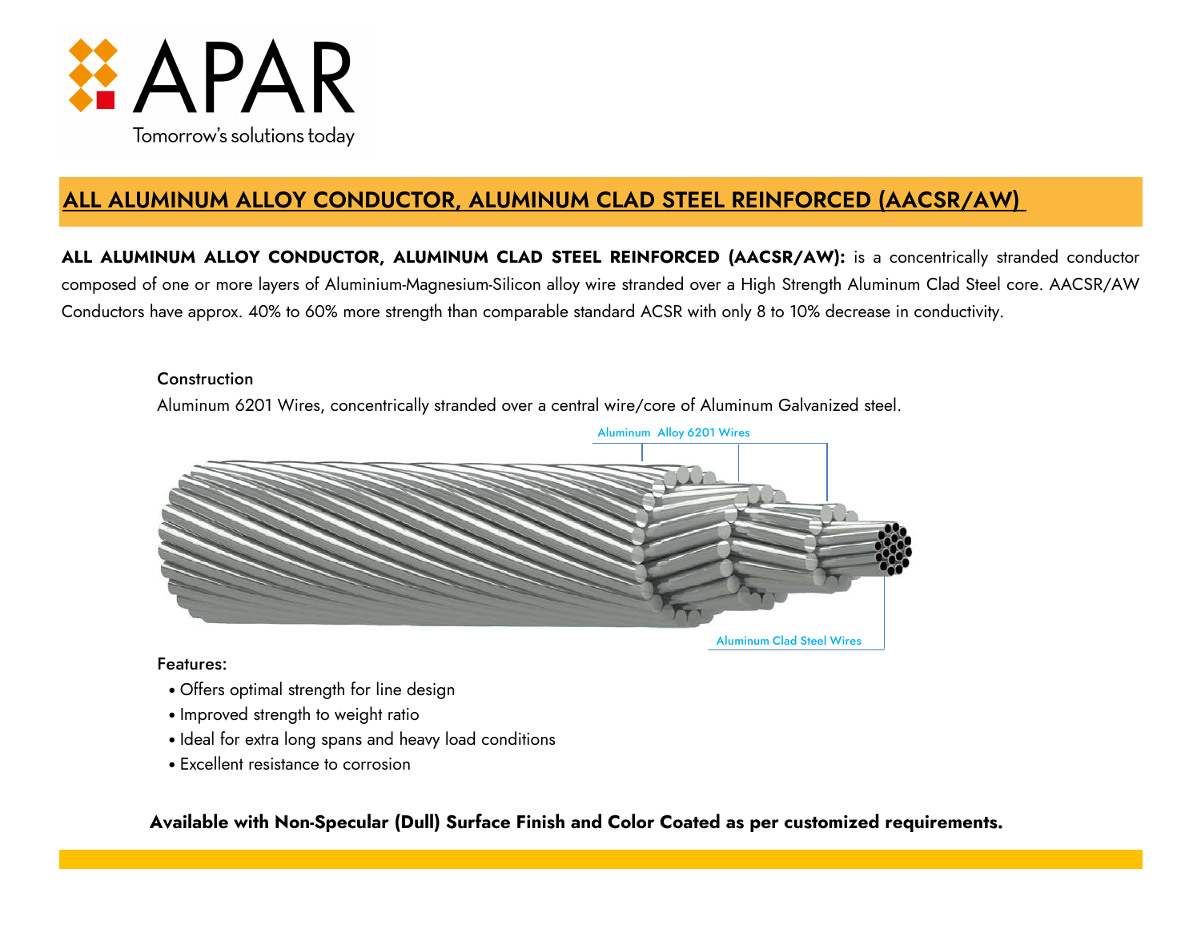APAR

Tomorrow's solutions today

# ALL ALUMINUM ALLOY CONDUCTOR, ALUMINUM CLAD STEEL REINFORCED (AACSR/AW)

**ALL ALUMINUM ALLOY CONDUCTOR, ALUMINUM CLAD STEEL REINFORCED (AACSR/AW):** is a concentrically stranded conductor composed of one or more layers of Aluminium-Magnesium-Silicon alloy wire stranded over a High Strength Aluminum Clad Steel core. AACSR/AW Conductors have approx. 40% to 60% more strength than comparable standard ACSR with only 8 to 10% decrease in conductivity.

### Construction

Aluminum 6201 Wires, concentrically stranded over a central wire/core of Aluminum Galvanized steel.

Aluminum Alloy 6201 Wires

Aluminum Clad Steel Wires

### Features:

- Offers optimal strength for line design
- Improved strength to weight ratio
- Ideal for extra long spans and heavy load conditions
- Excellent resistance to corrosion

**Available with Non-Specular (Dull) Surface Finish and Color Coated as per customized requirements.**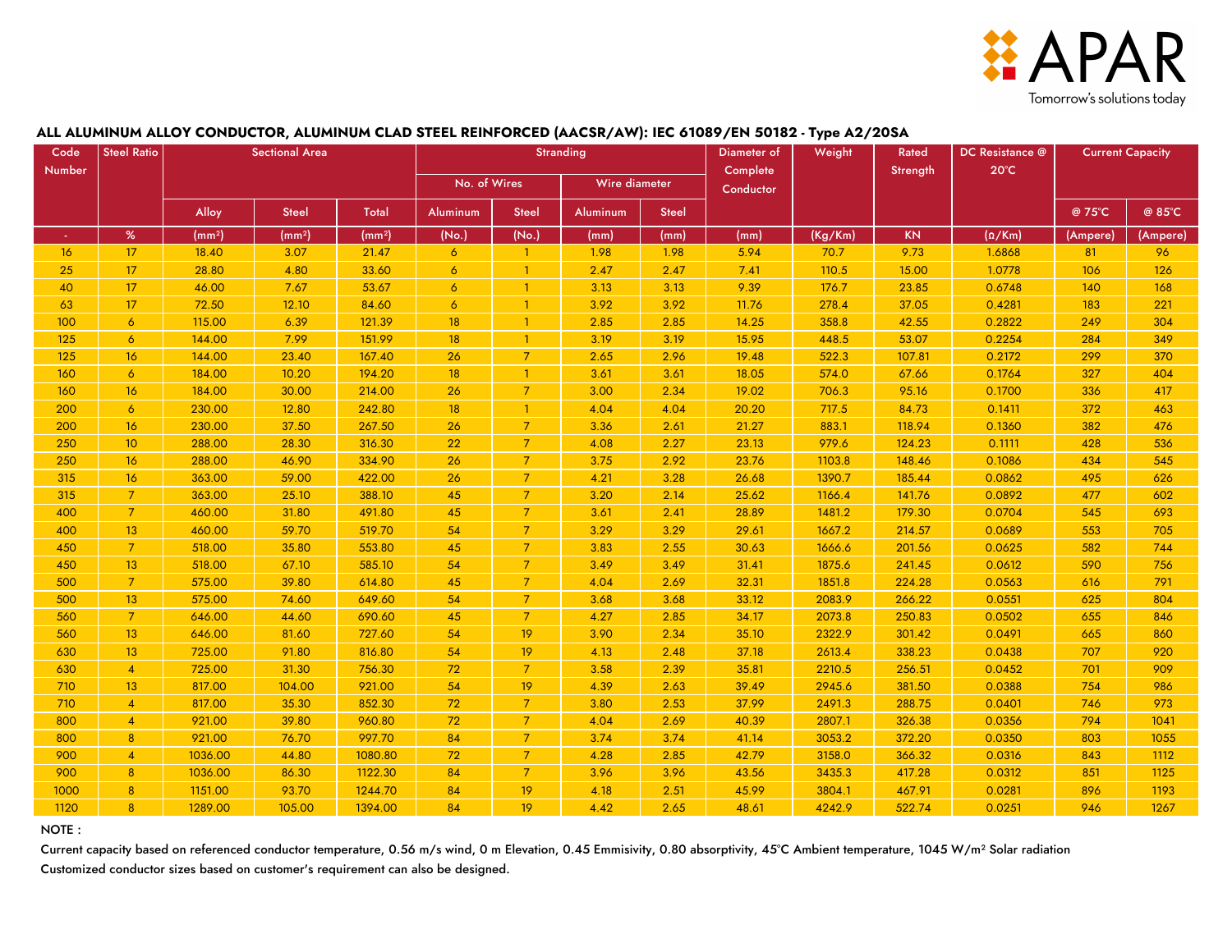## ALL ALUMINUM ALLOY CONDUCTOR, ALUMINUM CLAD STEEL REINFORCED (AACSR/AW): IEC 61089/EN 50182 - Type A2/20SA

| Code Number | Steel Ratio | Sectional Area | | | Stranding | | | | Diameter of Complete Conductor | Weight | Rated Strength | DC Resistance @ 20°C | Current Capacity | |
|---|---|---|---|---|---|---|---|---|---|---|---|---|---|---|
| | | | | | No. of Wires | | Wire diameter | | | | | | | |
| | | Alloy | Steel | Total | Aluminum | Steel | Aluminum | Steel | | | | | @ 75°C | @ 85°C |
| - | % | (mm²) | (mm²) | (mm²) | (No.) | (No.) | (mm) | (mm) | (mm) | (Kg/Km) | KN | (Ω/Km) | (Ampere) | (Ampere) |
| 16 | 17 | 18.40 | 3.07 | 21.47 | 6 | 1 | 1.98 | 1.98 | 5.94 | 70.7 | 9.73 | 1.6868 | 81 | 96 |
| 25 | 17 | 28.80 | 4.80 | 33.60 | 6 | 1 | 2.47 | 2.47 | 7.41 | 110.5 | 15.00 | 1.0778 | 106 | 126 |
| 40 | 17 | 46.00 | 7.67 | 53.67 | 6 | 1 | 3.13 | 3.13 | 9.39 | 176.7 | 23.85 | 0.6748 | 140 | 168 |
| 63 | 17 | 72.50 | 12.10 | 84.60 | 6 | 1 | 3.92 | 3.92 | 11.76 | 278.4 | 37.05 | 0.4281 | 183 | 221 |
| 100 | 6 | 115.00 | 6.39 | 121.39 | 18 | 1 | 2.85 | 2.85 | 14.25 | 358.8 | 42.55 | 0.2822 | 249 | 304 |
| 125 | 6 | 144.00 | 7.99 | 151.99 | 18 | 1 | 3.19 | 3.19 | 15.95 | 448.5 | 53.07 | 0.2254 | 284 | 349 |
| 125 | 16 | 144.00 | 23.40 | 167.40 | 26 | 7 | 2.65 | 2.96 | 19.48 | 522.3 | 107.81 | 0.2172 | 299 | 370 |
| 160 | 6 | 184.00 | 10.20 | 194.20 | 18 | 1 | 3.61 | 3.61 | 18.05 | 574.0 | 67.66 | 0.1764 | 327 | 404 |
| 160 | 16 | 184.00 | 30.00 | 214.00 | 26 | 7 | 3.00 | 2.34 | 19.02 | 706.3 | 95.16 | 0.1700 | 336 | 417 |
| 200 | 6 | 230.00 | 12.80 | 242.80 | 18 | 1 | 4.04 | 4.04 | 20.20 | 717.5 | 84.73 | 0.1411 | 372 | 463 |
| 200 | 16 | 230.00 | 37.50 | 267.50 | 26 | 7 | 3.36 | 2.61 | 21.27 | 883.1 | 118.94 | 0.1360 | 382 | 476 |
| 250 | 10 | 288.00 | 28.30 | 316.30 | 22 | 7 | 4.08 | 2.27 | 23.13 | 979.6 | 124.23 | 0.1111 | 428 | 536 |
| 250 | 16 | 288.00 | 46.90 | 334.90 | 26 | 7 | 3.75 | 2.92 | 23.76 | 1103.8 | 148.46 | 0.1086 | 434 | 545 |
| 315 | 16 | 363.00 | 59.00 | 422.00 | 26 | 7 | 4.21 | 3.28 | 26.68 | 1390.7 | 185.44 | 0.0862 | 495 | 626 |
| 315 | 7 | 363.00 | 25.10 | 388.10 | 45 | 7 | 3.20 | 2.14 | 25.62 | 1166.4 | 141.76 | 0.0892 | 477 | 602 |
| 400 | 7 | 460.00 | 31.80 | 491.80 | 45 | 7 | 3.61 | 2.41 | 28.89 | 1481.2 | 179.30 | 0.0704 | 545 | 693 |
| 400 | 13 | 460.00 | 59.70 | 519.70 | 54 | 7 | 3.29 | 3.29 | 29.61 | 1667.2 | 214.57 | 0.0689 | 553 | 705 |
| 450 | 7 | 518.00 | 35.80 | 553.80 | 45 | 7 | 3.83 | 2.55 | 30.63 | 1666.6 | 201.56 | 0.0625 | 582 | 744 |
| 450 | 13 | 518.00 | 67.10 | 585.10 | 54 | 7 | 3.49 | 3.49 | 31.41 | 1875.6 | 241.45 | 0.0612 | 590 | 756 |
| 500 | 7 | 575.00 | 39.80 | 614.80 | 45 | 7 | 4.04 | 2.69 | 32.31 | 1851.8 | 224.28 | 0.0563 | 616 | 791 |
| 500 | 13 | 575.00 | 74.60 | 649.60 | 54 | 7 | 3.68 | 3.68 | 33.12 | 2083.9 | 266.22 | 0.0551 | 625 | 804 |
| 560 | 7 | 646.00 | 44.60 | 690.60 | 45 | 7 | 4.27 | 2.85 | 34.17 | 2073.8 | 250.83 | 0.0502 | 655 | 846 |
| 560 | 13 | 646.00 | 81.60 | 727.60 | 54 | 19 | 3.90 | 2.34 | 35.10 | 2322.9 | 301.42 | 0.0491 | 665 | 860 |
| 630 | 13 | 725.00 | 91.80 | 816.80 | 54 | 19 | 4.13 | 2.48 | 37.18 | 2613.4 | 338.23 | 0.0438 | 707 | 920 |
| 630 | 4 | 725.00 | 31.30 | 756.30 | 72 | 7 | 3.58 | 2.39 | 35.81 | 2210.5 | 256.51 | 0.0452 | 701 | 909 |
| 710 | 13 | 817.00 | 104.00 | 921.00 | 54 | 19 | 4.39 | 2.63 | 39.49 | 2945.6 | 381.50 | 0.0388 | 754 | 986 |
| 710 | 4 | 817.00 | 35.30 | 852.30 | 72 | 7 | 3.80 | 2.53 | 37.99 | 2491.3 | 288.75 | 0.0401 | 746 | 973 |
| 800 | 4 | 921.00 | 39.80 | 960.80 | 72 | 7 | 4.04 | 2.69 | 40.39 | 2807.1 | 326.38 | 0.0356 | 794 | 1041 |
| 800 | 8 | 921.00 | 76.70 | 997.70 | 84 | 7 | 3.74 | 3.74 | 41.14 | 3053.2 | 372.20 | 0.0350 | 803 | 1055 |
| 900 | 4 | 1036.00 | 44.80 | 1080.80 | 72 | 7 | 4.28 | 2.85 | 42.79 | 3158.0 | 366.32 | 0.0316 | 843 | 1112 |
| 900 | 8 | 1036.00 | 86.30 | 1122.30 | 84 | 7 | 3.96 | 3.96 | 43.56 | 3435.3 | 417.28 | 0.0312 | 851 | 1125 |
| 1000 | 8 | 1151.00 | 93.70 | 1244.70 | 84 | 19 | 4.18 | 2.51 | 45.99 | 3804.1 | 467.91 | 0.0281 | 896 | 1193 |
| 1120 | 8 | 1289.00 | 105.00 | 1394.00 | 84 | 19 | 4.42 | 2.65 | 48.61 | 4242.9 | 522.74 | 0.0251 | 946 | 1267 |

NOTE :

Current capacity based on referenced conductor temperature, 0.56 m/s wind, 0 m Elevation, 0.45 Emmisivity, 0.80 absorptivity, 45°C Ambient temperature, 1045 W/m² Solar radiation

Customized conductor sizes based on customer's requirement can also be designed.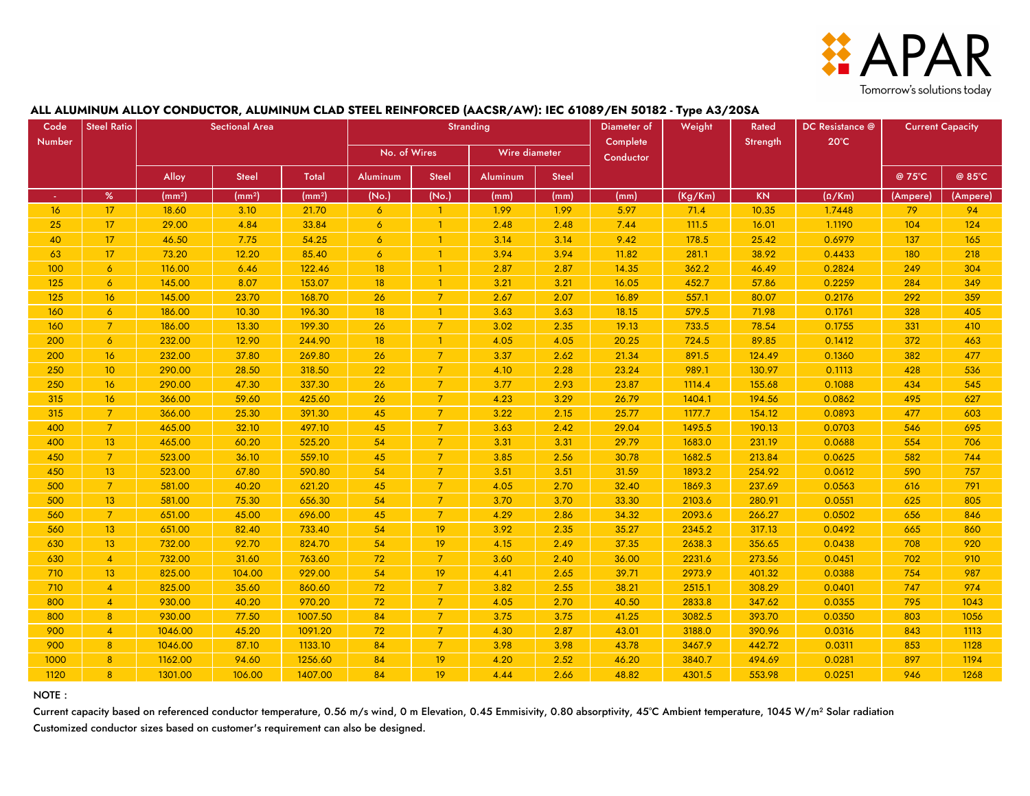APAR

Tomorrow's solutions today

## ALL ALUMINUM ALLOY CONDUCTOR, ALUMINUM CLAD STEEL REINFORCED (AACSR/AW): IEC 61089/EN 50182 - Type A3/20SA

| Code Number | Steel Ratio | Sectional Area | | | Stranding | | | | Diameter of Complete Conductor | Weight | Rated Strength | DC Resistance @ 20°C | Current Capacity | |
|---|---|---|---|---|---|---|---|---|---|---|---|---|---|---|
| | | | | | No. of Wires | | Wire diameter | | | | | | | |
| | | Alloy | Steel | Total | Aluminum | Steel | Aluminum | Steel | | | | | @ 75°C | @ 85°C |
| - | % | (mm²) | (mm²) | (mm²) | (No.) | (No.) | (mm) | (mm) | (mm) | (Kg/Km) | KN | (Ω/Km) | (Ampere) | (Ampere) |
| 16 | 17 | 18.60 | 3.10 | 21.70 | 6 | 1 | 1.99 | 1.99 | 5.97 | 71.4 | 10.35 | 1.7448 | 79 | 94 |
| 25 | 17 | 29.00 | 4.84 | 33.84 | 6 | 1 | 2.48 | 2.48 | 7.44 | 111.5 | 16.01 | 1.1190 | 104 | 124 |
| 40 | 17 | 46.50 | 7.75 | 54.25 | 6 | 1 | 3.14 | 3.14 | 9.42 | 178.5 | 25.42 | 0.6979 | 137 | 165 |
| 63 | 17 | 73.20 | 12.20 | 85.40 | 6 | 1 | 3.94 | 3.94 | 11.82 | 281.1 | 38.92 | 0.4433 | 180 | 218 |
| 100 | 6 | 116.00 | 6.46 | 122.46 | 18 | 1 | 2.87 | 2.87 | 14.35 | 362.2 | 46.49 | 0.2824 | 249 | 304 |
| 125 | 6 | 145.00 | 8.07 | 153.07 | 18 | 1 | 3.21 | 3.21 | 16.05 | 452.7 | 57.86 | 0.2259 | 284 | 349 |
| 125 | 16 | 145.00 | 23.70 | 168.70 | 26 | 7 | 2.67 | 2.07 | 16.89 | 557.1 | 80.07 | 0.2176 | 292 | 359 |
| 160 | 6 | 186.00 | 10.30 | 196.30 | 18 | 1 | 3.63 | 3.63 | 18.15 | 579.5 | 71.98 | 0.1761 | 328 | 405 |
| 160 | 7 | 186.00 | 13.30 | 199.30 | 26 | 7 | 3.02 | 2.35 | 19.13 | 733.5 | 78.54 | 0.1755 | 331 | 410 |
| 200 | 6 | 232.00 | 12.90 | 244.90 | 18 | 1 | 4.05 | 4.05 | 20.25 | 724.5 | 89.85 | 0.1412 | 372 | 463 |
| 200 | 16 | 232.00 | 37.80 | 269.80 | 26 | 7 | 3.37 | 2.62 | 21.34 | 891.5 | 124.49 | 0.1360 | 382 | 477 |
| 250 | 10 | 290.00 | 28.50 | 318.50 | 22 | 7 | 4.10 | 2.28 | 23.24 | 989.1 | 130.97 | 0.1113 | 428 | 536 |
| 250 | 16 | 290.00 | 47.30 | 337.30 | 26 | 7 | 3.77 | 2.93 | 23.87 | 1114.4 | 155.68 | 0.1088 | 434 | 545 |
| 315 | 16 | 366.00 | 59.60 | 425.60 | 26 | 7 | 4.23 | 3.29 | 26.79 | 1404.1 | 194.56 | 0.0862 | 495 | 627 |
| 315 | 7 | 366.00 | 25.30 | 391.30 | 45 | 7 | 3.22 | 2.15 | 25.77 | 1177.7 | 154.12 | 0.0893 | 477 | 603 |
| 400 | 7 | 465.00 | 32.10 | 497.10 | 45 | 7 | 3.63 | 2.42 | 29.04 | 1495.5 | 190.13 | 0.0703 | 546 | 695 |
| 400 | 13 | 465.00 | 60.20 | 525.20 | 54 | 7 | 3.31 | 3.31 | 29.79 | 1683.0 | 231.19 | 0.0688 | 554 | 706 |
| 450 | 7 | 523.00 | 36.10 | 559.10 | 45 | 7 | 3.85 | 2.56 | 30.78 | 1682.5 | 213.84 | 0.0625 | 582 | 744 |
| 450 | 13 | 523.00 | 67.80 | 590.80 | 54 | 7 | 3.51 | 3.51 | 31.59 | 1893.2 | 254.92 | 0.0612 | 590 | 757 |
| 500 | 7 | 581.00 | 40.20 | 621.20 | 45 | 7 | 4.05 | 2.70 | 32.40 | 1869.3 | 237.69 | 0.0563 | 616 | 791 |
| 500 | 13 | 581.00 | 75.30 | 656.30 | 54 | 7 | 3.70 | 3.70 | 33.30 | 2103.6 | 280.91 | 0.0551 | 625 | 805 |
| 560 | 7 | 651.00 | 45.00 | 696.00 | 45 | 7 | 4.29 | 2.86 | 34.32 | 2093.6 | 266.27 | 0.0502 | 656 | 846 |
| 560 | 13 | 651.00 | 82.40 | 733.40 | 54 | 19 | 3.92 | 2.35 | 35.27 | 2345.2 | 317.13 | 0.0492 | 665 | 860 |
| 630 | 13 | 732.00 | 92.70 | 824.70 | 54 | 19 | 4.15 | 2.49 | 37.35 | 2638.3 | 356.65 | 0.0438 | 708 | 920 |
| 630 | 4 | 732.00 | 31.60 | 763.60 | 72 | 7 | 3.60 | 2.40 | 36.00 | 2231.6 | 273.56 | 0.0451 | 702 | 910 |
| 710 | 13 | 825.00 | 104.00 | 929.00 | 54 | 19 | 4.41 | 2.65 | 39.71 | 2973.9 | 401.32 | 0.0388 | 754 | 987 |
| 710 | 4 | 825.00 | 35.60 | 860.60 | 72 | 7 | 3.82 | 2.55 | 38.21 | 2515.1 | 308.29 | 0.0401 | 747 | 974 |
| 800 | 4 | 930.00 | 40.20 | 970.20 | 72 | 7 | 4.05 | 2.70 | 40.50 | 2833.8 | 347.62 | 0.0355 | 795 | 1043 |
| 800 | 8 | 930.00 | 77.50 | 1007.50 | 84 | 7 | 3.75 | 3.75 | 41.25 | 3082.5 | 393.70 | 0.0350 | 803 | 1056 |
| 900 | 4 | 1046.00 | 45.20 | 1091.20 | 72 | 7 | 4.30 | 2.87 | 43.01 | 3188.0 | 390.96 | 0.0316 | 843 | 1113 |
| 900 | 8 | 1046.00 | 87.10 | 1133.10 | 84 | 7 | 3.98 | 3.98 | 43.78 | 3467.9 | 442.72 | 0.0311 | 853 | 1128 |
| 1000 | 8 | 1162.00 | 94.60 | 1256.60 | 84 | 19 | 4.20 | 2.52 | 46.20 | 3840.7 | 494.69 | 0.0281 | 897 | 1194 |
| 1120 | 8 | 1301.00 | 106.00 | 1407.00 | 84 | 19 | 4.44 | 2.66 | 48.82 | 4301.5 | 553.98 | 0.0251 | 946 | 1268 |

NOTE :

Current capacity based on referenced conductor temperature, 0.56 m/s wind, 0 m Elevation, 0.45 Emmisivity, 0.80 absorptivity, 45°C Ambient temperature, 1045 W/m² Solar radiation

Customized conductor sizes based on customer's requirement can also be designed.